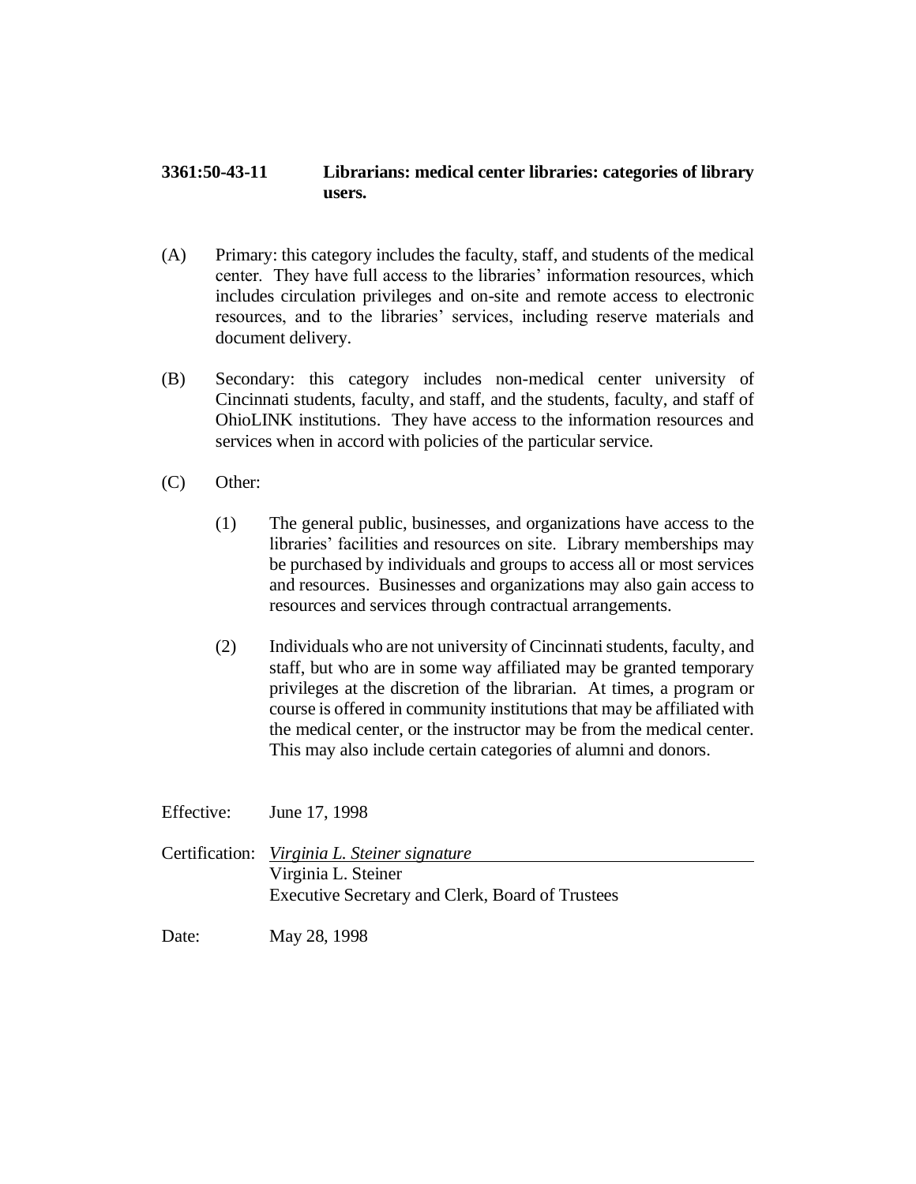**3361:50-43-11 Librarians: medical center libraries: categories of library users.**

(A) Primary: this category includes the faculty, staff, and students of the medical center. They have full access to the libraries' information resources, which includes circulation privileges and on-site and remote access to electronic resources, and to the libraries' services, including reserve materials and document delivery.

(B) Secondary: this category includes non-medical center university of Cincinnati students, faculty, and staff, and the students, faculty, and staff of OhioLINK institutions. They have access to the information resources and services when in accord with policies of the particular service.

(C) Other:

(1) The general public, businesses, and organizations have access to the libraries' facilities and resources on site. Library memberships may be purchased by individuals and groups to access all or most services and resources. Businesses and organizations may also gain access to resources and services through contractual arrangements.

(2) Individuals who are not university of Cincinnati students, faculty, and staff, but who are in some way affiliated may be granted temporary privileges at the discretion of the librarian. At times, a program or course is offered in community institutions that may be affiliated with the medical center, or the instructor may be from the medical center. This may also include certain categories of alumni and donors.

Effective: June 17, 1998

Certification: *Virginia L. Steiner signature*
Virginia L. Steiner
Executive Secretary and Clerk, Board of Trustees

Date: May 28, 1998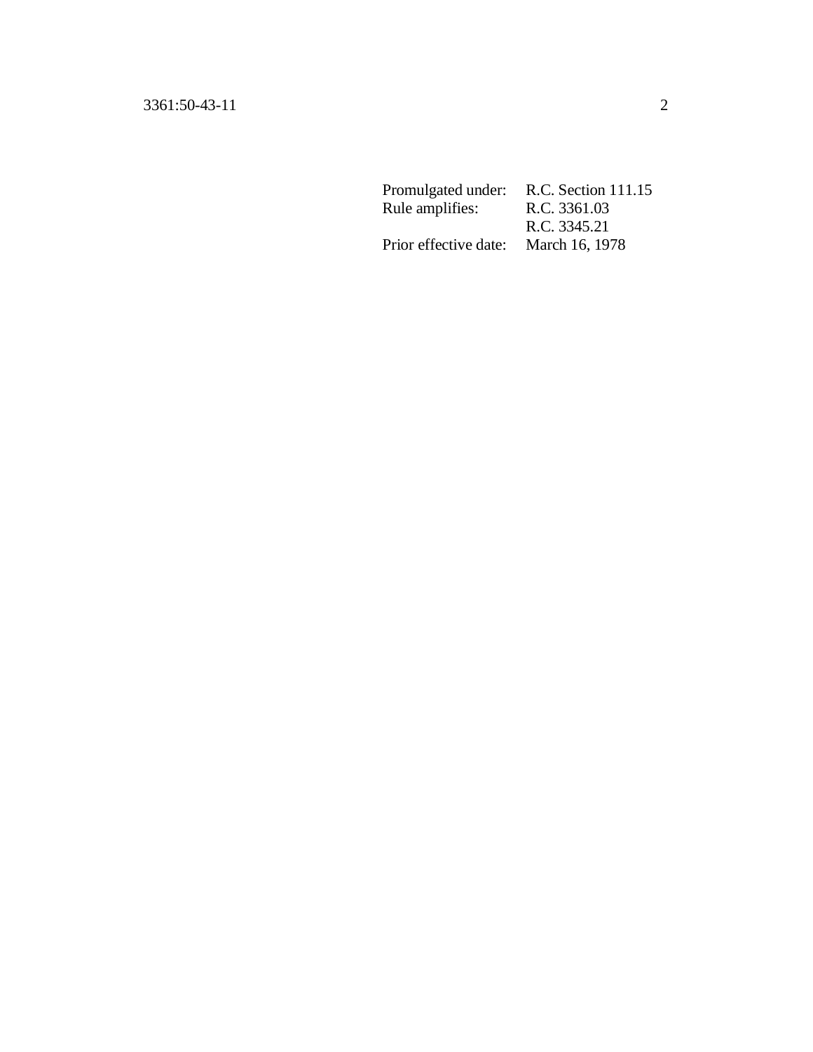| | |
|---|---|
| Promulgated under: | R.C. Section 111.15 |
| Rule amplifies: | R.C. 3361.03 |
| | R.C. 3345.21 |
| Prior effective date: | March 16, 1978 |